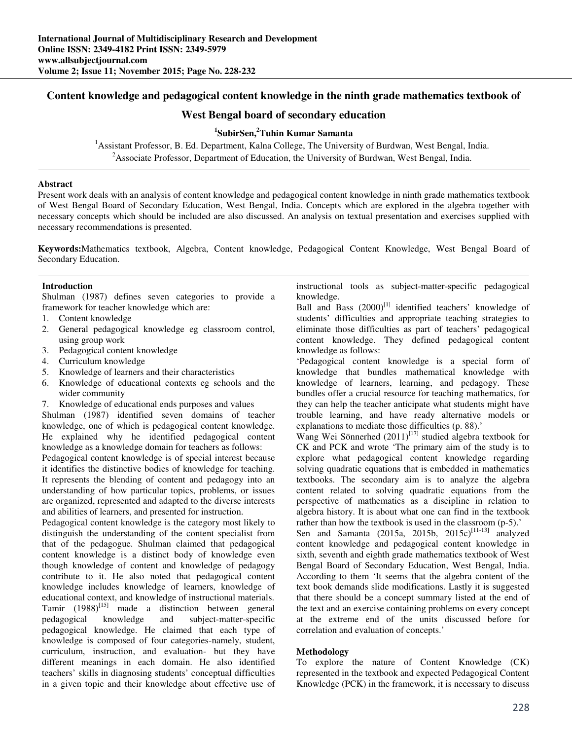# Content knowledge and pedagogical content knowledge in the ninth grade mathematics textbook of West Bengal board of secondary education

**[1]SubirSen,[2]Tuhin Kumar Samanta**

[1]Assistant Professor, B. Ed. Department, Kalna College, The University of Burdwan, West Bengal, India.
[2]Associate Professor, Department of Education, the University of Burdwan, West Bengal, India.

## Abstract

Present work deals with an analysis of content knowledge and pedagogical content knowledge in ninth grade mathematics textbook of West Bengal Board of Secondary Education, West Bengal, India. Concepts which are explored in the algebra together with necessary concepts which should be included are also discussed. An analysis on textual presentation and exercises supplied with necessary recommendations is presented.

**Keywords:**Mathematics textbook, Algebra, Content knowledge, Pedagogical Content Knowledge, West Bengal Board of Secondary Education.

## Introduction

Shulman (1987) defines seven categories to provide a framework for teacher knowledge which are:

1. Content knowledge
2. General pedagogical knowledge eg classroom control, using group work
3. Pedagogical content knowledge
4. Curriculum knowledge
5. Knowledge of learners and their characteristics
6. Knowledge of educational contexts eg schools and the wider community
7. Knowledge of educational ends purposes and values

Shulman (1987) identified seven domains of teacher knowledge, one of which is pedagogical content knowledge. He explained why he identified pedagogical content knowledge as a knowledge domain for teachers as follows:

Pedagogical content knowledge is of special interest because it identifies the distinctive bodies of knowledge for teaching. It represents the blending of content and pedagogy into an understanding of how particular topics, problems, or issues are organized, represented and adapted to the diverse interests and abilities of learners, and presented for instruction.

Pedagogical content knowledge is the category most likely to distinguish the understanding of the content specialist from that of the pedagogue. Shulman claimed that pedagogical content knowledge is a distinct body of knowledge even though knowledge of content and knowledge of pedagogy contribute to it. He also noted that pedagogical content knowledge includes knowledge of learners, knowledge of educational context, and knowledge of instructional materials. Tamir (1988)[15] made a distinction between general pedagogical knowledge and subject-matter-specific pedagogical knowledge. He claimed that each type of knowledge is composed of four categories-namely, student, curriculum, instruction, and evaluation- but they have different meanings in each domain. He also identified teachers' skills in diagnosing students' conceptual difficulties in a given topic and their knowledge about effective use of instructional tools as subject-matter-specific pedagogical knowledge.

Ball and Bass (2000)[1] identified teachers' knowledge of students' difficulties and appropriate teaching strategies to eliminate those difficulties as part of teachers' pedagogical content knowledge. They defined pedagogical content knowledge as follows:

'Pedagogical content knowledge is a special form of knowledge that bundles mathematical knowledge with knowledge of learners, learning, and pedagogy. These bundles offer a crucial resource for teaching mathematics, for they can help the teacher anticipate what students might have trouble learning, and have ready alternative models or explanations to mediate those difficulties (p. 88).'

Wang Wei Sönnerhed (2011)[17] studied algebra textbook for CK and PCK and wrote 'The primary aim of the study is to explore what pedagogical content knowledge regarding solving quadratic equations that is embedded in mathematics textbooks. The secondary aim is to analyze the algebra content related to solving quadratic equations from the perspective of mathematics as a discipline in relation to algebra history. It is about what one can find in the textbook rather than how the textbook is used in the classroom (p-5).'

Sen and Samanta (2015a, 2015b, 2015c)[11-13] analyzed content knowledge and pedagogical content knowledge in sixth, seventh and eighth grade mathematics textbook of West Bengal Board of Secondary Education, West Bengal, India. According to them 'It seems that the algebra content of the text book demands slide modifications. Lastly it is suggested that there should be a concept summary listed at the end of the text and an exercise containing problems on every concept at the extreme end of the units discussed before for correlation and evaluation of concepts.'

## Methodology

To explore the nature of Content Knowledge (CK) represented in the textbook and expected Pedagogical Content Knowledge (PCK) in the framework, it is necessary to discuss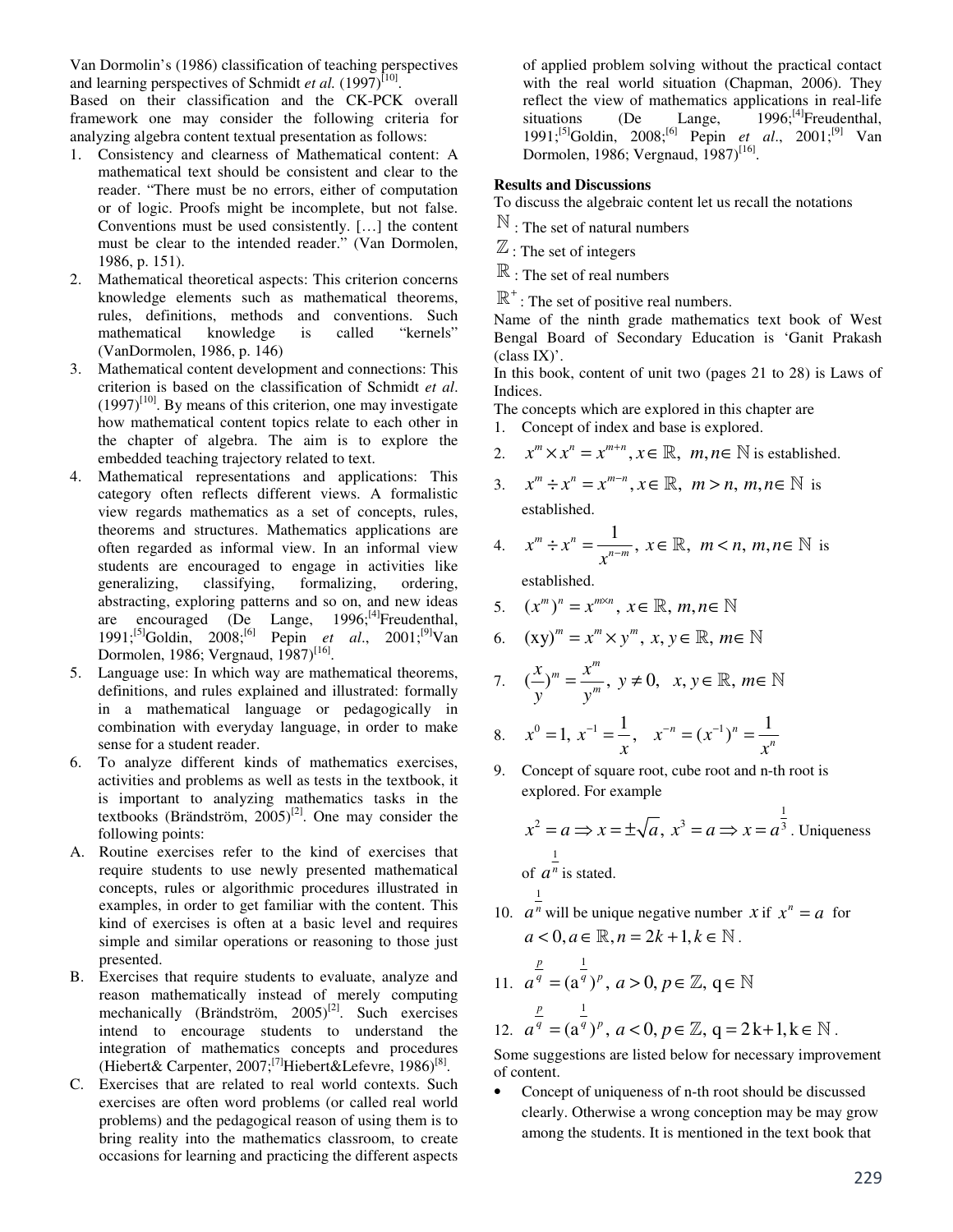Van Dormolin's (1986) classification of teaching perspectives and learning perspectives of Schmidt *et al.* (1997)[10].

Based on their classification and the CK-PCK overall framework one may consider the following criteria for analyzing algebra content textual presentation as follows:

1. Consistency and clearness of Mathematical content: A mathematical text should be consistent and clear to the reader. "There must be no errors, either of computation or of logic. Proofs might be incomplete, but not false. Conventions must be used consistently. […] the content must be clear to the intended reader." (Van Dormolen, 1986, p. 151).
2. Mathematical theoretical aspects: This criterion concerns knowledge elements such as mathematical theorems, rules, definitions, methods and conventions. Such mathematical knowledge is called "kernels" (VanDormolen, 1986, p. 146)
3. Mathematical content development and connections: This criterion is based on the classification of Schmidt *et al*. (1997)[10]. By means of this criterion, one may investigate how mathematical content topics relate to each other in the chapter of algebra. The aim is to explore the embedded teaching trajectory related to text.
4. Mathematical representations and applications: This category often reflects different views. A formalistic view regards mathematics as a set of concepts, rules, theorems and structures. Mathematics applications are often regarded as informal view. In an informal view students are encouraged to engage in activities like generalizing, classifying, formalizing, ordering, abstracting, exploring patterns and so on, and new ideas are encouraged (De Lange, 1996;[4]Freudenthal, 1991;[5]Goldin, 2008;[6] Pepin *et al*., 2001;[9]Van Dormolen, 1986; Vergnaud, 1987)[16].
5. Language use: In which way are mathematical theorems, definitions, and rules explained and illustrated: formally in a mathematical language or pedagogically in combination with everyday language, in order to make sense for a student reader.
6. To analyze different kinds of mathematics exercises, activities and problems as well as tests in the textbook, it is important to analyzing mathematics tasks in the textbooks (Brändström, 2005)[2]. One may consider the following points:

A. Routine exercises refer to the kind of exercises that require students to use newly presented mathematical concepts, rules or algorithmic procedures illustrated in examples, in order to get familiar with the content. This kind of exercises is often at a basic level and requires simple and similar operations or reasoning to those just presented.

B. Exercises that require students to evaluate, analyze and reason mathematically instead of merely computing mechanically (Brändström, 2005)[2]. Such exercises intend to encourage students to understand the integration of mathematics concepts and procedures (Hiebert& Carpenter, 2007;[7]Hiebert&Lefevre, 1986)[8].

C. Exercises that are related to real world contexts. Such exercises are often word problems (or called real world problems) and the pedagogical reason of using them is to bring reality into the mathematics classroom, to create occasions for learning and practicing the different aspects of applied problem solving without the practical contact with the real world situation (Chapman, 2006). They reflect the view of mathematics applications in real-life situations (De Lange, 1996;[4]Freudenthal, 1991;[5]Goldin, 2008;[6] Pepin *et al*., 2001;[9] Van Dormolen, 1986; Vergnaud, 1987)[16].

**Results and Discussions**

To discuss the algebraic content let us recall the notations

$\mathbb{N}$ : The set of natural numbers

$\mathbb{Z}$ : The set of integers

$\mathbb{R}$ : The set of real numbers

$\mathbb{R}^+$ : The set of positive real numbers.

Name of the ninth grade mathematics text book of West Bengal Board of Secondary Education is 'Ganit Prakash (class IX)'.

In this book, content of unit two (pages 21 to 28) is Laws of Indices.

The concepts which are explored in this chapter are

1. Concept of index and base is explored.
2. $x^m \times x^n = x^{m+n}, x \in \mathbb{R},\ m,n \in \mathbb{N}$ is established.
3. $x^m \div x^n = x^{m-n}, x \in \mathbb{R},\ m > n,\ m,n \in \mathbb{N}$ is established.
4. $x^m \div x^n = \dfrac{1}{x^{n-m}},\ x \in \mathbb{R},\ m < n,\ m,n \in \mathbb{N}$ is established.
5. $(x^m)^n = x^{m \times n},\ x \in \mathbb{R},\ m,n \in \mathbb{N}$
6. $(\text{xy})^m = x^m \times y^m,\ x, y \in \mathbb{R},\ m \in \mathbb{N}$
7. $(\dfrac{x}{y})^m = \dfrac{x^m}{y^m},\ y \neq 0,\ \ x, y \in \mathbb{R},\ m \in \mathbb{N}$
8. $x^0 = 1,\ x^{-1} = \dfrac{1}{x},\ \ x^{-n} = (x^{-1})^n = \dfrac{1}{x^n}$
9. Concept of square root, cube root and n-th root is explored. For example

   $x^2 = a \Rightarrow x = \pm\sqrt{a},\ x^3 = a \Rightarrow x = a^{\frac{1}{3}}$. Uniqueness of $a^{\frac{1}{n}}$ is stated.
10. $a^{\frac{1}{n}}$ will be unique negative number $x$ if $x^n = a$ for $a < 0, a \in \mathbb{R}, n = 2k+1, k \in \mathbb{N}$.
11. $a^{\frac{p}{q}} = (\text{a}^{\frac{1}{q}})^p,\ a > 0, p \in \mathbb{Z},\ \text{q} \in \mathbb{N}$
12. $a^{\frac{p}{q}} = (\text{a}^{\frac{1}{q}})^p,\ a < 0, p \in \mathbb{Z},\ \text{q} = 2\text{k}+1, \text{k} \in \mathbb{N}$.

Some suggestions are listed below for necessary improvement of content.

- Concept of uniqueness of n-th root should be discussed clearly. Otherwise a wrong conception may be may grow among the students. It is mentioned in the text book that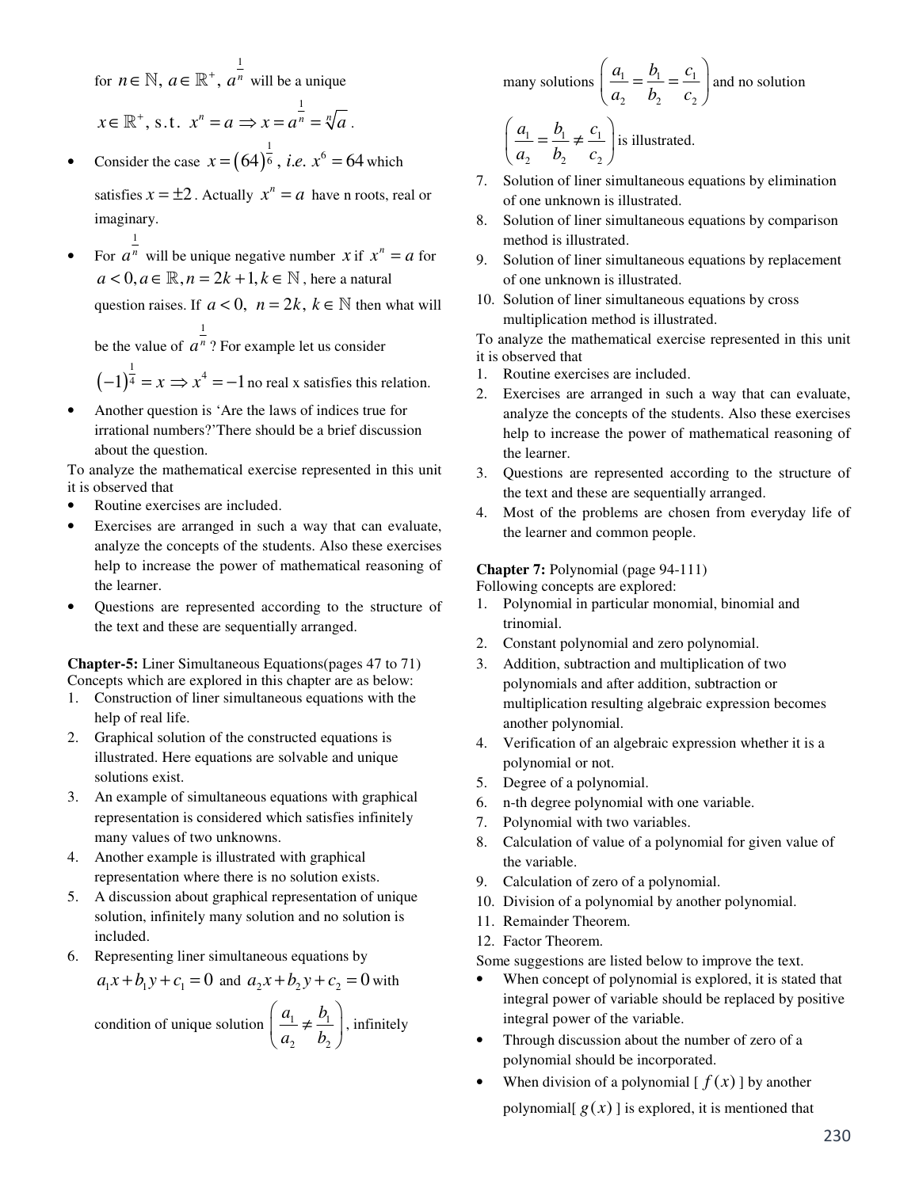for $n \in \mathbb{N}$, $a \in \mathbb{R}^+$, $a^{\frac{1}{n}}$ will be a unique $x \in \mathbb{R}^+$, s.t. $x^n = a \Rightarrow x = a^{\frac{1}{n}} = \sqrt[n]{a}$.

- Consider the case $x = (64)^{\frac{1}{6}}$, *i.e.* $x^6 = 64$ which satisfies $x = \pm 2$. Actually $x^n = a$ have n roots, real or imaginary.
- For $a^{\frac{1}{n}}$ will be unique negative number $x$ if $x^n = a$ for $a < 0, a \in \mathbb{R}, n = 2k+1, k \in \mathbb{N}$, here a natural question raises. If $a < 0$, $n = 2k$, $k \in \mathbb{N}$ then what will be the value of $a^{\frac{1}{n}}$? For example let us consider $(-1)^{\frac{1}{4}} = x \Rightarrow x^4 = -1$ no real x satisfies this relation.
- Another question is 'Are the laws of indices true for irrational numbers?'There should be a brief discussion about the question.

To analyze the mathematical exercise represented in this unit it is observed that

- Routine exercises are included.
- Exercises are arranged in such a way that can evaluate, analyze the concepts of the students. Also these exercises help to increase the power of mathematical reasoning of the learner.
- Questions are represented according to the structure of the text and these are sequentially arranged.

**Chapter-5:** Liner Simultaneous Equations(pages 47 to 71)
Concepts which are explored in this chapter are as below:

1. Construction of liner simultaneous equations with the help of real life.
2. Graphical solution of the constructed equations is illustrated. Here equations are solvable and unique solutions exist.
3. An example of simultaneous equations with graphical representation is considered which satisfies infinitely many values of two unknowns.
4. Another example is illustrated with graphical representation where there is no solution exists.
5. A discussion about graphical representation of unique solution, infinitely many solution and no solution is included.
6. Representing liner simultaneous equations by $a_1x + b_1y + c_1 = 0$ and $a_2x + b_2y + c_2 = 0$ with condition of unique solution $\left(\frac{a_1}{a_2} \neq \frac{b_1}{b_2}\right)$, infinitely many solutions $\left(\frac{a_1}{a_2} = \frac{b_1}{b_2} = \frac{c_1}{c_2}\right)$ and no solution $\left(\frac{a_1}{a_2} = \frac{b_1}{b_2} \neq \frac{c_1}{c_2}\right)$ is illustrated.
7. Solution of liner simultaneous equations by elimination of one unknown is illustrated.
8. Solution of liner simultaneous equations by comparison method is illustrated.
9. Solution of liner simultaneous equations by replacement of one unknown is illustrated.
10. Solution of liner simultaneous equations by cross multiplication method is illustrated.

To analyze the mathematical exercise represented in this unit it is observed that

1. Routine exercises are included.
2. Exercises are arranged in such a way that can evaluate, analyze the concepts of the students. Also these exercises help to increase the power of mathematical reasoning of the learner.
3. Questions are represented according to the structure of the text and these are sequentially arranged.
4. Most of the problems are chosen from everyday life of the learner and common people.

**Chapter 7:** Polynomial (page 94-111)
Following concepts are explored:

1. Polynomial in particular monomial, binomial and trinomial.
2. Constant polynomial and zero polynomial.
3. Addition, subtraction and multiplication of two polynomials and after addition, subtraction or multiplication resulting algebraic expression becomes another polynomial.
4. Verification of an algebraic expression whether it is a polynomial or not.
5. Degree of a polynomial.
6. n-th degree polynomial with one variable.
7. Polynomial with two variables.
8. Calculation of value of a polynomial for given value of the variable.
9. Calculation of zero of a polynomial.
10. Division of a polynomial by another polynomial.
11. Remainder Theorem.
12. Factor Theorem.

Some suggestions are listed below to improve the text.

- When concept of polynomial is explored, it is stated that integral power of variable should be replaced by positive integral power of the variable.
- Through discussion about the number of zero of a polynomial should be incorporated.
- When division of a polynomial [ $f(x)$ ] by another polynomial[ $g(x)$ ] is explored, it is mentioned that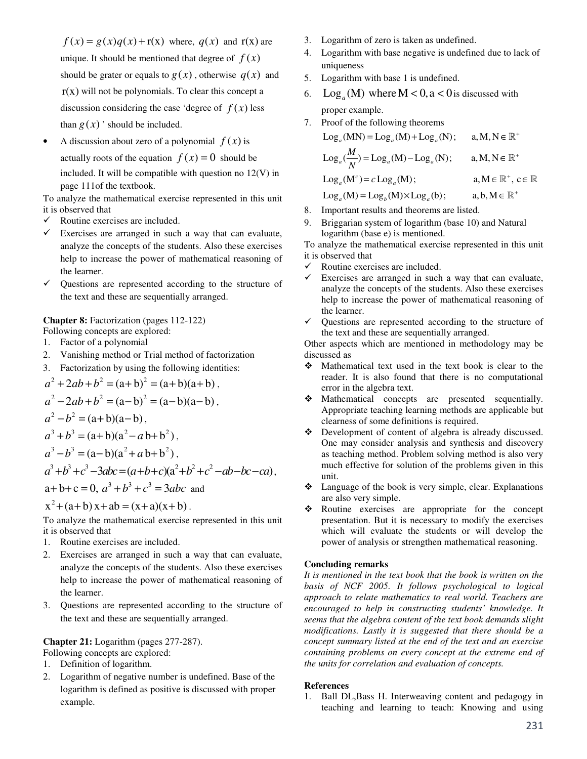$f(x) = g(x)q(x) + \mathrm{r}(\mathrm{x})$ where, $q(x)$ and $\mathrm{r}(\mathrm{x})$ are unique. It should be mentioned that degree of $f(x)$ should be grater or equals to $g(x)$, otherwise $q(x)$ and $\mathrm{r}(\mathrm{x})$ will not be polynomials. To clear this concept a discussion considering the case 'degree of $f(x)$ less than $g(x)$' should be included.

- A discussion about zero of a polynomial $f(x)$ is actually roots of the equation $f(x) = 0$ should be included. It will be compatible with question no 12(V) in page 111of the textbook.

To analyze the mathematical exercise represented in this unit it is observed that

- ✓ Routine exercises are included.
- ✓ Exercises are arranged in such a way that can evaluate, analyze the concepts of the students. Also these exercises help to increase the power of mathematical reasoning of the learner.
- ✓ Questions are represented according to the structure of the text and these are sequentially arranged.

**Chapter 8:** Factorization (pages 112-122)
Following concepts are explored:

1. Factor of a polynomial
2. Vanishing method or Trial method of factorization
3. Factorization by using the following identities:

$a^2 + 2ab + b^2 = (\mathrm{a}+\mathrm{b})^2 = (\mathrm{a}+\mathrm{b})(\mathrm{a}+\mathrm{b})$,

$a^2 - 2ab + b^2 = (\mathrm{a}-\mathrm{b})^2 = (\mathrm{a}-\mathrm{b})(\mathrm{a}-\mathrm{b})$,

$a^2 - b^2 = (\mathrm{a}+\mathrm{b})(\mathrm{a}-\mathrm{b})$,

$a^3 + b^3 = (\mathrm{a}+\mathrm{b})(\mathrm{a}^2 - a\mathrm{b} + \mathrm{b}^2)$,

$a^3 - b^3 = (\mathrm{a}-\mathrm{b})(\mathrm{a}^2 + a\mathrm{b} + \mathrm{b}^2)$,

$a^3 + b^3 + c^3 - 3abc = (a+b+c)(\mathrm{a}^2 + b^2 + c^2 - ab - bc - ca)$,

$\mathrm{a}+\mathrm{b}+\mathrm{c} = 0,\ a^3 + b^3 + c^3 = 3abc$ and

$\mathrm{x}^2 + (\mathrm{a}+\mathrm{b})\,\mathrm{x} + \mathrm{ab} = (\mathrm{x}+\mathrm{a})(\mathrm{x}+\mathrm{b})$.

To analyze the mathematical exercise represented in this unit it is observed that

1. Routine exercises are included.
2. Exercises are arranged in such a way that can evaluate, analyze the concepts of the students. Also these exercises help to increase the power of mathematical reasoning of the learner.
3. Questions are represented according to the structure of the text and these are sequentially arranged.

**Chapter 21:** Logarithm (pages 277-287).
Following concepts are explored:

1. Definition of logarithm.
2. Logarithm of negative number is undefined. Base of the logarithm is defined as positive is discussed with proper example.
3. Logarithm of zero is taken as undefined.
4. Logarithm with base negative is undefined due to lack of uniqueness
5. Logarithm with base 1 is undefined.
6. $\mathrm{Log}_a(\mathrm{M})$ where $\mathrm{M} < 0, \mathrm{a} < 0$ is discussed with proper example.
7. Proof of the following theorems

$\mathrm{Log}_a(\mathrm{MN}) = \mathrm{Log}_a(\mathrm{M}) + \mathrm{Log}_a(\mathrm{N}); \quad \mathrm{a}, \mathrm{M}, \mathrm{N} \in \mathbb{R}^+$

$\mathrm{Log}_a(\frac{M}{N}) = \mathrm{Log}_a(\mathrm{M}) - \mathrm{Log}_a(\mathrm{N}); \quad \mathrm{a}, \mathrm{M}, \mathrm{N} \in \mathbb{R}^+$

$\mathrm{Log}_a(\mathrm{M}^c) = c\,\mathrm{Log}_a(\mathrm{M}); \quad \mathrm{a}, \mathrm{M} \in \mathbb{R}^+,\ \mathrm{c} \in \mathbb{R}$

$\mathrm{Log}_a(\mathrm{M}) = \mathrm{Log}_b(\mathrm{M}) \times \mathrm{Log}_a(\mathrm{b}); \quad \mathrm{a}, \mathrm{b}, \mathrm{M} \in \mathbb{R}^+$

8. Important results and theorems are listed.
9. Briggarian system of logarithm (base 10) and Natural logarithm (base e) is mentioned.

To analyze the mathematical exercise represented in this unit it is observed that

- ✓ Routine exercises are included.
- ✓ Exercises are arranged in such a way that can evaluate, analyze the concepts of the students. Also these exercises help to increase the power of mathematical reasoning of the learner.
- ✓ Questions are represented according to the structure of the text and these are sequentially arranged.

Other aspects which are mentioned in methodology may be discussed as

- ❖ Mathematical text used in the text book is clear to the reader. It is also found that there is no computational error in the algebra text.
- ❖ Mathematical concepts are presented sequentially. Appropriate teaching learning methods are applicable but clearness of some definitions is required.
- ❖ Development of content of algebra is already discussed. One may consider analysis and synthesis and discovery as teaching method. Problem solving method is also very much effective for solution of the problems given in this unit.
- ❖ Language of the book is very simple, clear. Explanations are also very simple.
- ❖ Routine exercises are appropriate for the concept presentation. But it is necessary to modify the exercises which will evaluate the students or will develop the power of analysis or strengthen mathematical reasoning.

## Concluding remarks

*It is mentioned in the text book that the book is written on the basis of NCF 2005. It follows psychological to logical approach to relate mathematics to real world. Teachers are encouraged to help in constructing students' knowledge. It seems that the algebra content of the text book demands slight modifications. Lastly it is suggested that there should be a concept summary listed at the end of the text and an exercise containing problems on every concept at the extreme end of the units for correlation and evaluation of concepts.*

## References

1. Ball DL,Bass H. Interweaving content and pedagogy in teaching and learning to teach: Knowing and using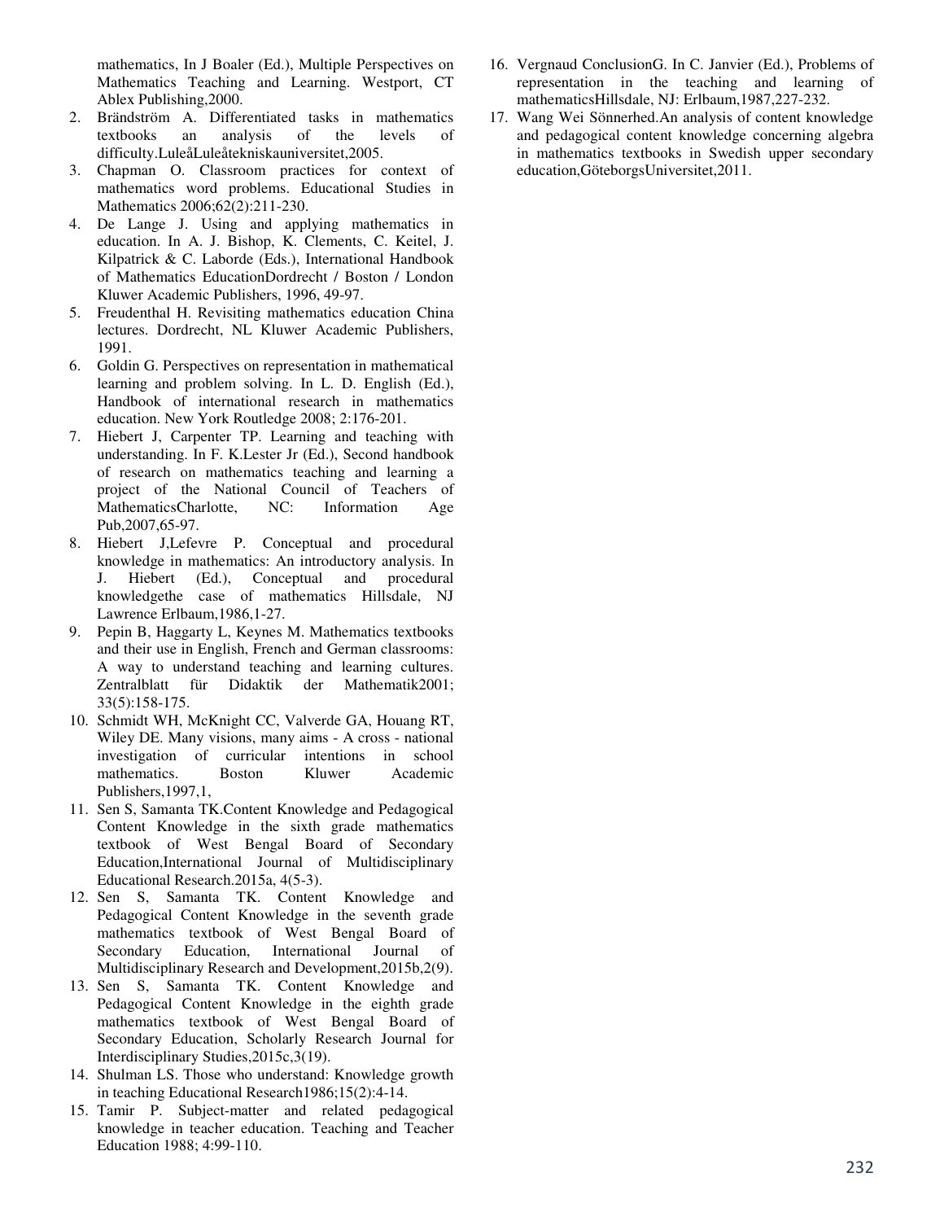mathematics, In J Boaler (Ed.), Multiple Perspectives on Mathematics Teaching and Learning. Westport, CT Ablex Publishing,2000.

2. Brändström A. Differentiated tasks in mathematics textbooks an analysis of the levels of difficulty.LuleåLuleåtekniskauniversitet,2005.
3. Chapman O. Classroom practices for context of mathematics word problems. Educational Studies in Mathematics 2006;62(2):211-230.
4. De Lange J. Using and applying mathematics in education. In A. J. Bishop, K. Clements, C. Keitel, J. Kilpatrick & C. Laborde (Eds.), International Handbook of Mathematics EducationDordrecht / Boston / London Kluwer Academic Publishers, 1996, 49-97.
5. Freudenthal H. Revisiting mathematics education China lectures. Dordrecht, NL Kluwer Academic Publishers, 1991.
6. Goldin G. Perspectives on representation in mathematical learning and problem solving. In L. D. English (Ed.), Handbook of international research in mathematics education. New York Routledge 2008; 2:176-201.
7. Hiebert J, Carpenter TP. Learning and teaching with understanding. In F. K.Lester Jr (Ed.), Second handbook of research on mathematics teaching and learning a project of the National Council of Teachers of MathematicsCharlotte, NC: Information Age Pub,2007,65-97.
8. Hiebert J,Lefevre P. Conceptual and procedural knowledge in mathematics: An introductory analysis. In J. Hiebert (Ed.), Conceptual and procedural knowledgethe case of mathematics Hillsdale, NJ Lawrence Erlbaum,1986,1-27.
9. Pepin B, Haggarty L, Keynes M. Mathematics textbooks and their use in English, French and German classrooms: A way to understand teaching and learning cultures. Zentralblatt für Didaktik der Mathematik2001; 33(5):158-175.
10. Schmidt WH, McKnight CC, Valverde GA, Houang RT, Wiley DE. Many visions, many aims - A cross - national investigation of curricular intentions in school mathematics. Boston Kluwer Academic Publishers,1997,1,
11. Sen S, Samanta TK.Content Knowledge and Pedagogical Content Knowledge in the sixth grade mathematics textbook of West Bengal Board of Secondary Education,International Journal of Multidisciplinary Educational Research.2015a, 4(5-3).
12. Sen S, Samanta TK. Content Knowledge and Pedagogical Content Knowledge in the seventh grade mathematics textbook of West Bengal Board of Secondary Education, International Journal of Multidisciplinary Research and Development,2015b,2(9).
13. Sen S, Samanta TK. Content Knowledge and Pedagogical Content Knowledge in the eighth grade mathematics textbook of West Bengal Board of Secondary Education, Scholarly Research Journal for Interdisciplinary Studies,2015c,3(19).
14. Shulman LS. Those who understand: Knowledge growth in teaching Educational Research1986;15(2):4-14.
15. Tamir P. Subject-matter and related pedagogical knowledge in teacher education. Teaching and Teacher Education 1988; 4:99-110.
16. Vergnaud ConclusionG. In C. Janvier (Ed.), Problems of representation in the teaching and learning of mathematicsHillsdale, NJ: Erlbaum,1987,227-232.
17. Wang Wei Sönnerhed.An analysis of content knowledge and pedagogical content knowledge concerning algebra in mathematics textbooks in Swedish upper secondary education,GöteborgsUniversitet,2011.